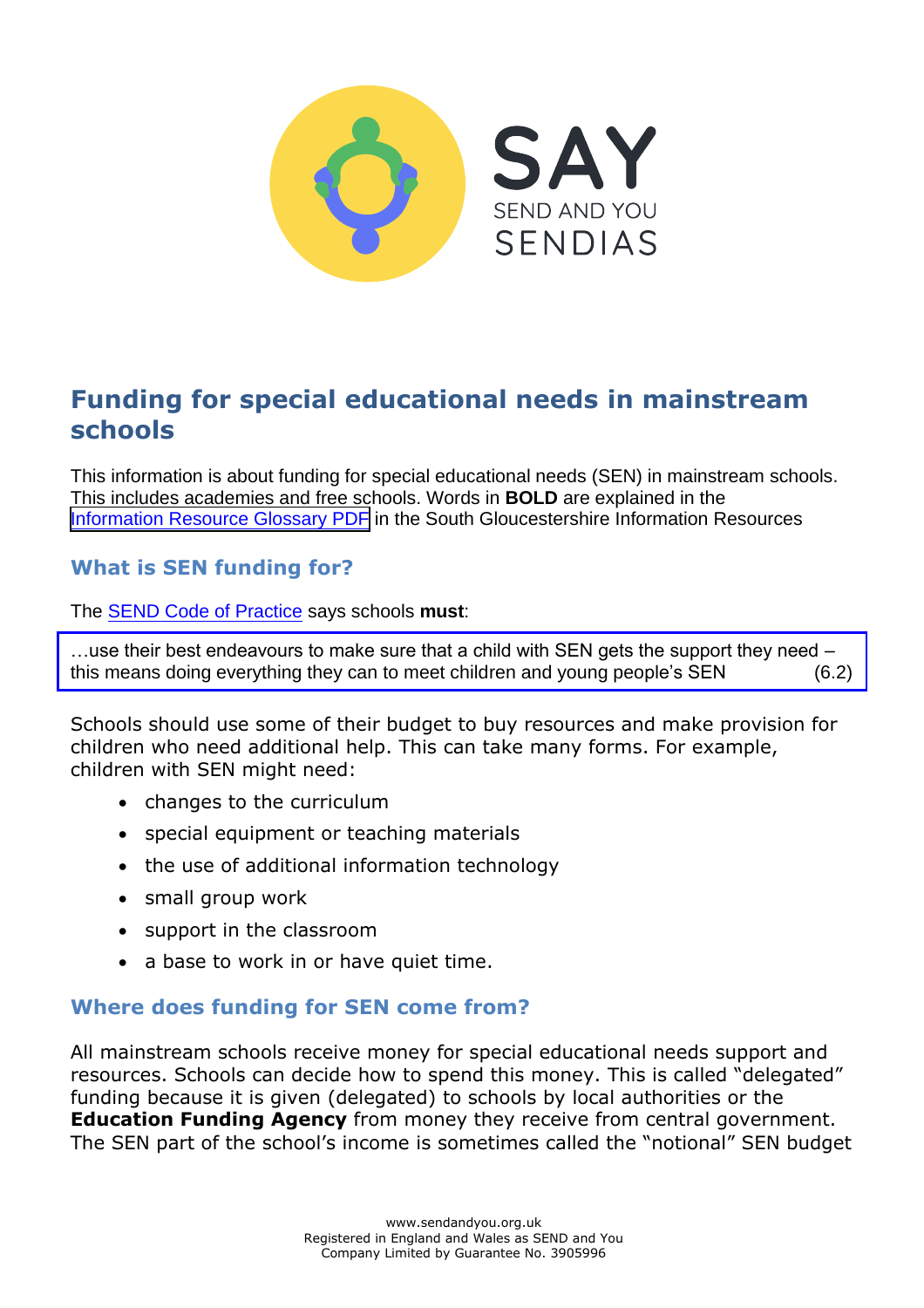SAY

SEND AND YOU

SENDIAS

# Funding for special educational needs in mainstream schools

This information is about funding for special educational needs (SEN) in mainstream schools. This includes academies and free schools. Words in **BOLD** are explained in the [Information Resource Glossary PDF] in the South Gloucestershire Information Resources

## What is SEN funding for?

The [SEND Code of Practice] says schools **must**:

> …use their best endeavours to make sure that a child with SEN gets the support they need – this means doing everything they can to meet children and young people's SEN (6.2)

Schools should use some of their budget to buy resources and make provision for children who need additional help. This can take many forms. For example, children with SEN might need:

- changes to the curriculum
- special equipment or teaching materials
- the use of additional information technology
- small group work
- support in the classroom
- a base to work in or have quiet time.

## Where does funding for SEN come from?

All mainstream schools receive money for special educational needs support and resources. Schools can decide how to spend this money. This is called "delegated" funding because it is given (delegated) to schools by local authorities or the **Education Funding Agency** from money they receive from central government. The SEN part of the school's income is sometimes called the "notional" SEN budget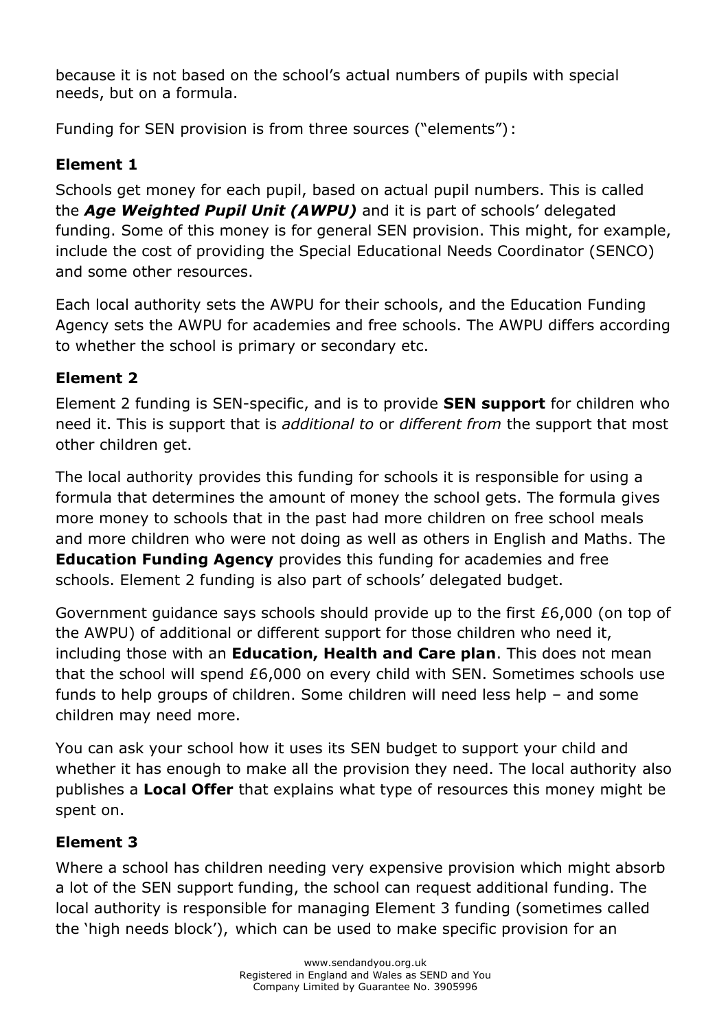because it is not based on the school's actual numbers of pupils with special needs, but on a formula.

Funding for SEN provision is from three sources ("elements"):

### Element 1

Schools get money for each pupil, based on actual pupil numbers. This is called the ***Age Weighted Pupil Unit (AWPU)*** and it is part of schools' delegated funding. Some of this money is for general SEN provision. This might, for example, include the cost of providing the Special Educational Needs Coordinator (SENCO) and some other resources.

Each local authority sets the AWPU for their schools, and the Education Funding Agency sets the AWPU for academies and free schools. The AWPU differs according to whether the school is primary or secondary etc.

### Element 2

Element 2 funding is SEN-specific, and is to provide **SEN support** for children who need it. This is support that is *additional to* or *different from* the support that most other children get.

The local authority provides this funding for schools it is responsible for using a formula that determines the amount of money the school gets. The formula gives more money to schools that in the past had more children on free school meals and more children who were not doing as well as others in English and Maths. The **Education Funding Agency** provides this funding for academies and free schools. Element 2 funding is also part of schools' delegated budget.

Government guidance says schools should provide up to the first £6,000 (on top of the AWPU) of additional or different support for those children who need it, including those with an **Education, Health and Care plan**. This does not mean that the school will spend £6,000 on every child with SEN. Sometimes schools use funds to help groups of children. Some children will need less help – and some children may need more.

You can ask your school how it uses its SEN budget to support your child and whether it has enough to make all the provision they need. The local authority also publishes a **Local Offer** that explains what type of resources this money might be spent on.

### Element 3

Where a school has children needing very expensive provision which might absorb a lot of the SEN support funding, the school can request additional funding. The local authority is responsible for managing Element 3 funding (sometimes called the 'high needs block'), which can be used to make specific provision for an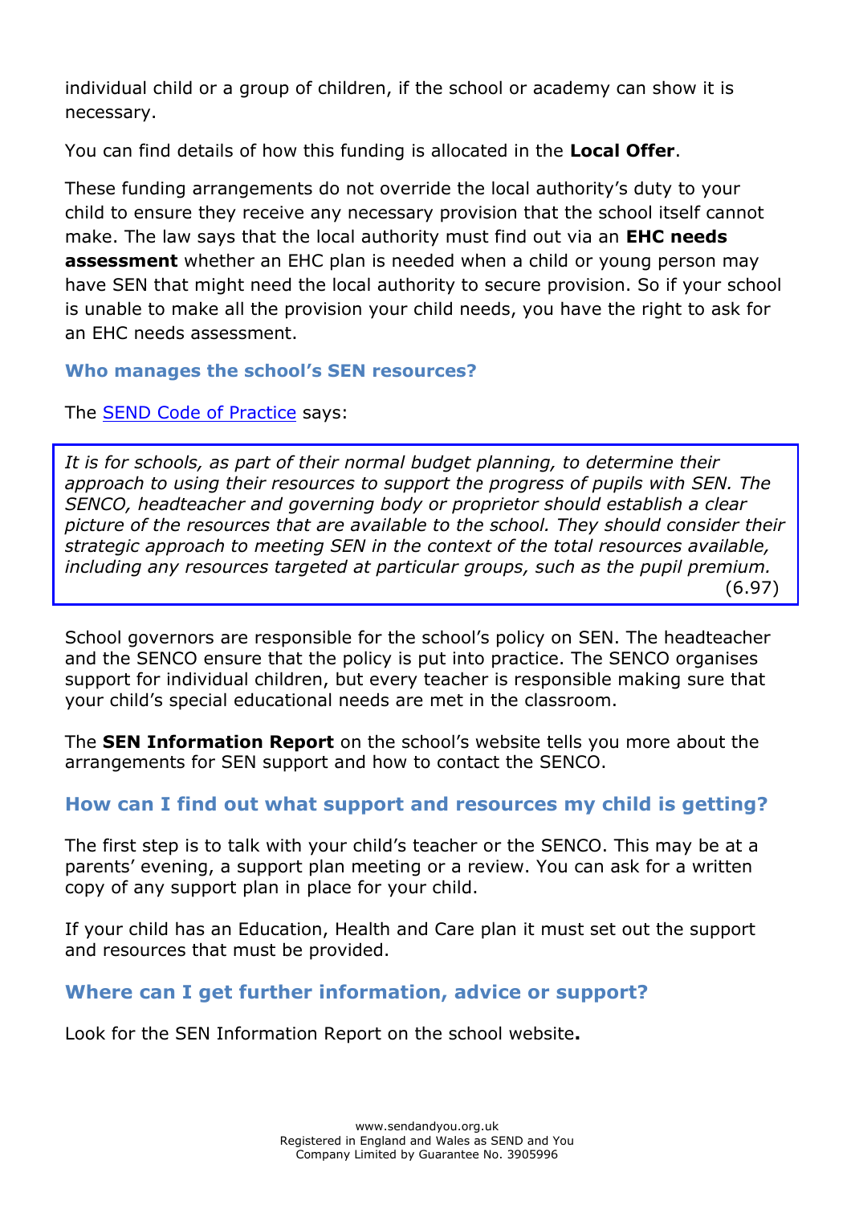individual child or a group of children, if the school or academy can show it is necessary.

You can find details of how this funding is allocated in the **Local Offer**.

These funding arrangements do not override the local authority's duty to your child to ensure they receive any necessary provision that the school itself cannot make. The law says that the local authority must find out via an **EHC needs assessment** whether an EHC plan is needed when a child or young person may have SEN that might need the local authority to secure provision. So if your school is unable to make all the provision your child needs, you have the right to ask for an EHC needs assessment.

### Who manages the school's SEN resources?

The SEND Code of Practice says:

> *It is for schools, as part of their normal budget planning, to determine their approach to using their resources to support the progress of pupils with SEN. The SENCO, headteacher and governing body or proprietor should establish a clear picture of the resources that are available to the school. They should consider their strategic approach to meeting SEN in the context of the total resources available, including any resources targeted at particular groups, such as the pupil premium.* (6.97)

School governors are responsible for the school's policy on SEN. The headteacher and the SENCO ensure that the policy is put into practice. The SENCO organises support for individual children, but every teacher is responsible making sure that your child's special educational needs are met in the classroom.

The **SEN Information Report** on the school's website tells you more about the arrangements for SEN support and how to contact the SENCO.

### How can I find out what support and resources my child is getting?

The first step is to talk with your child's teacher or the SENCO. This may be at a parents' evening, a support plan meeting or a review. You can ask for a written copy of any support plan in place for your child.

If your child has an Education, Health and Care plan it must set out the support and resources that must be provided.

### Where can I get further information, advice or support?

Look for the SEN Information Report on the school website**.**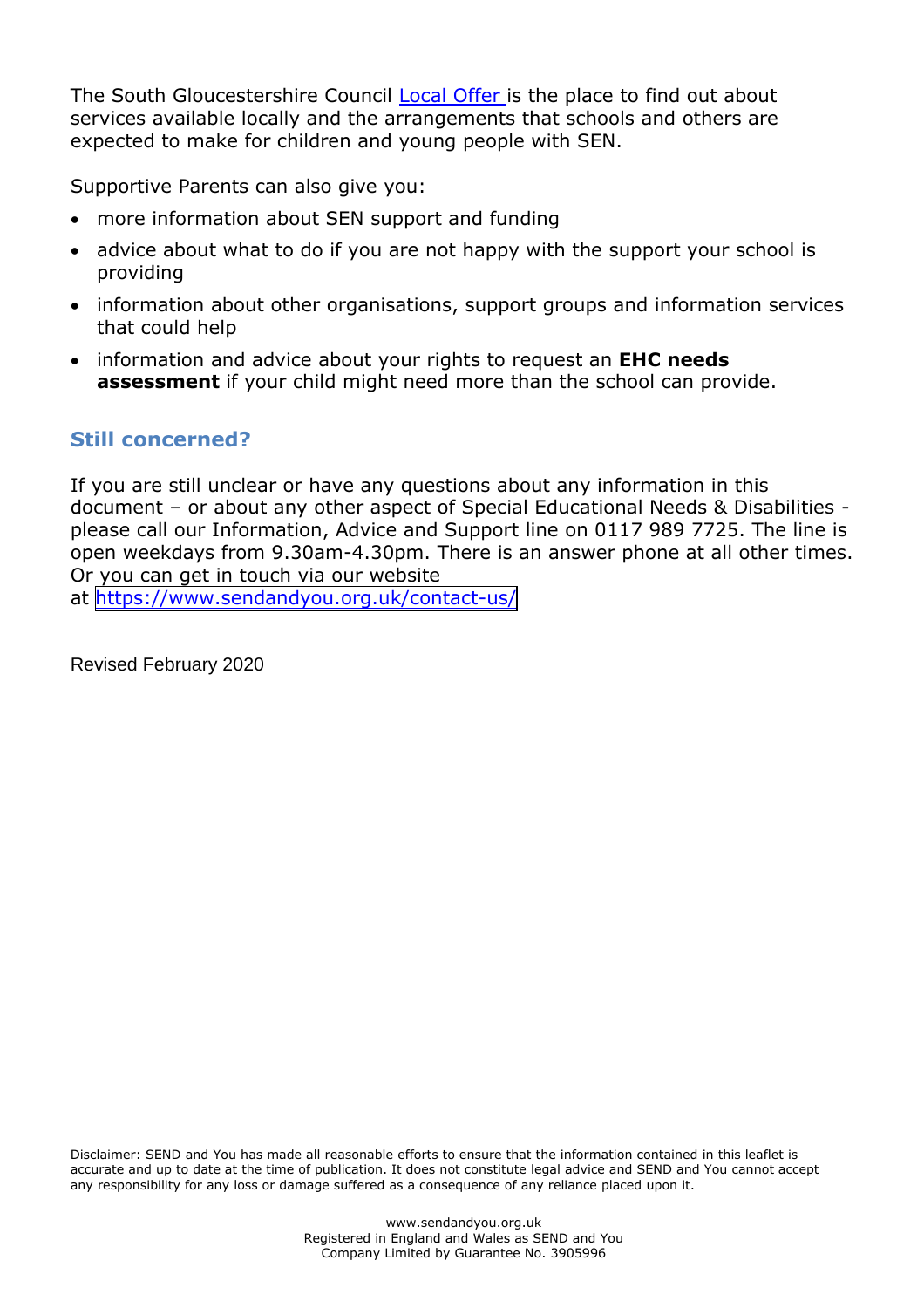The South Gloucestershire Council Local Offer is the place to find out about services available locally and the arrangements that schools and others are expected to make for children and young people with SEN.

Supportive Parents can also give you:

- more information about SEN support and funding
- advice about what to do if you are not happy with the support your school is providing
- information about other organisations, support groups and information services that could help
- information and advice about your rights to request an **EHC needs assessment** if your child might need more than the school can provide.

## Still concerned?

If you are still unclear or have any questions about any information in this document – or about any other aspect of Special Educational Needs & Disabilities - please call our Information, Advice and Support line on 0117 989 7725. The line is open weekdays from 9.30am-4.30pm. There is an answer phone at all other times. Or you can get in touch via our website at https://www.sendandyou.org.uk/contact-us/

Revised February 2020

Disclaimer: SEND and You has made all reasonable efforts to ensure that the information contained in this leaflet is accurate and up to date at the time of publication. It does not constitute legal advice and SEND and You cannot accept any responsibility for any loss or damage suffered as a consequence of any reliance placed upon it.

www.sendandyou.org.uk
Registered in England and Wales as SEND and You
Company Limited by Guarantee No. 3905996